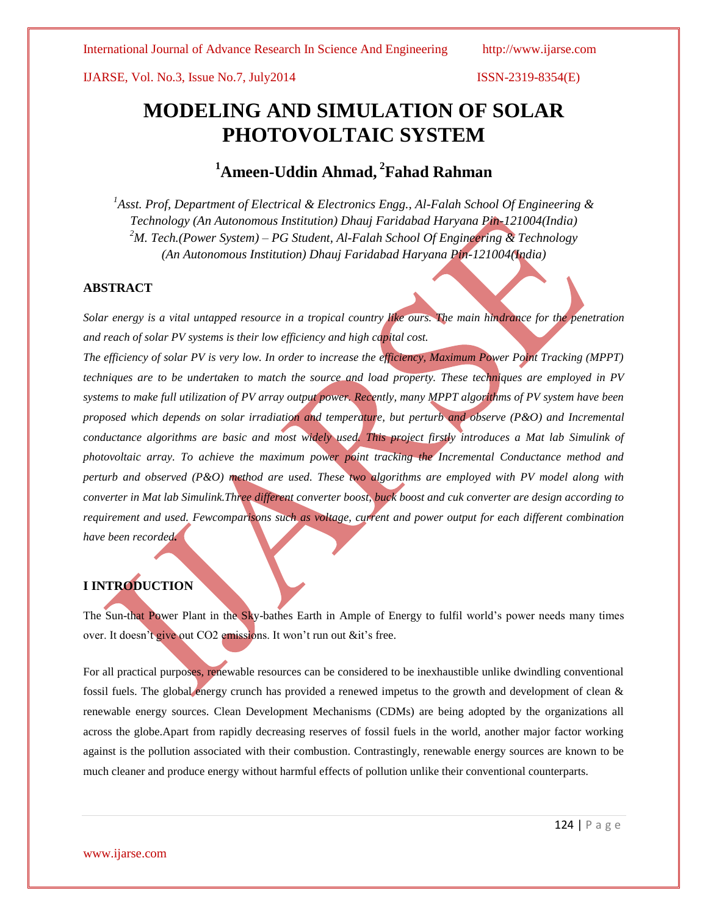# MODELING AND SIMULATION OF SOLAR PHOTOVOLTAIC SYSTEM

## [1]Ameen-Uddin Ahmad, [2]Fahad Rahman

*[1]Asst. Prof, Department of Electrical & Electronics Engg., Al-Falah School Of Engineering & Technology (An Autonomous Institution) Dhauj Faridabad Haryana Pin-121004(India)*
*[2]M. Tech.(Power System) – PG Student, Al-Falah School Of Engineering & Technology (An Autonomous Institution) Dhauj Faridabad Haryana Pin-121004(India)*

### ABSTRACT

*Solar energy is a vital untapped resource in a tropical country like ours. The main hindrance for the penetration and reach of solar PV systems is their low efficiency and high capital cost.*

*The efficiency of solar PV is very low. In order to increase the efficiency, Maximum Power Point Tracking (MPPT) techniques are to be undertaken to match the source and load property. These techniques are employed in PV systems to make full utilization of PV array output power. Recently, many MPPT algorithms of PV system have been proposed which depends on solar irradiation and temperature, but perturb and observe (P&O) and Incremental conductance algorithms are basic and most widely used. This project firstly introduces a Mat lab Simulink of photovoltaic array. To achieve the maximum power point tracking the Incremental Conductance method and perturb and observed (P&O) method are used. These two algorithms are employed with PV model along with converter in Mat lab Simulink.Three different converter boost, buck boost and cuk converter are design according to requirement and used. Fewcomparisons such as voltage, current and power output for each different combination have been recorded.*

### I INTRODUCTION

The Sun-that Power Plant in the Sky-bathes Earth in Ample of Energy to fulfil world's power needs many times over. It doesn't give out $CO_2$ emissions. It won't run out &it's free.

For all practical purposes, renewable resources can be considered to be inexhaustible unlike dwindling conventional fossil fuels. The global energy crunch has provided a renewed impetus to the growth and development of clean & renewable energy sources. Clean Development Mechanisms (CDMs) are being adopted by the organizations all across the globe.Apart from rapidly decreasing reserves of fossil fuels in the world, another major factor working against is the pollution associated with their combustion. Contrastingly, renewable energy sources are known to be much cleaner and produce energy without harmful effects of pollution unlike their conventional counterparts.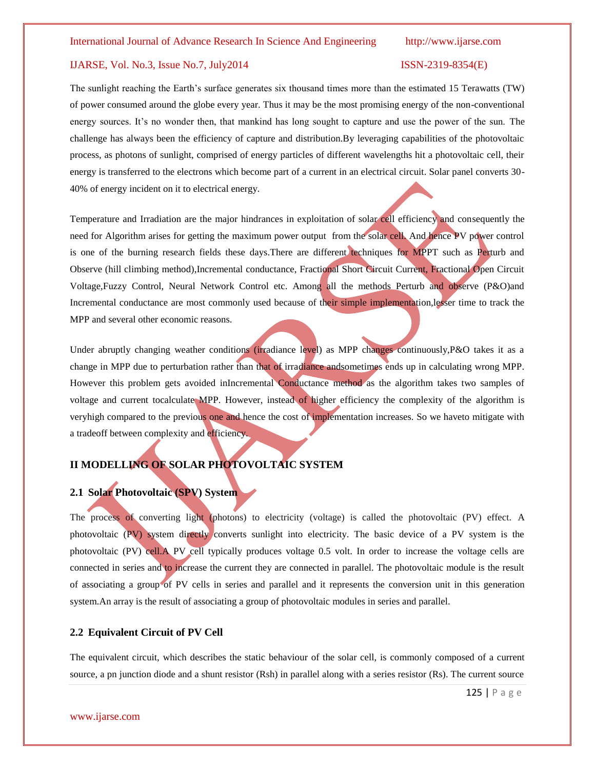The sunlight reaching the Earth's surface generates six thousand times more than the estimated 15 Terawatts (TW) of power consumed around the globe every year. Thus it may be the most promising energy of the non-conventional energy sources. It's no wonder then, that mankind has long sought to capture and use the power of the sun. The challenge has always been the efficiency of capture and distribution.By leveraging capabilities of the photovoltaic process, as photons of sunlight, comprised of energy particles of different wavelengths hit a photovoltaic cell, their energy is transferred to the electrons which become part of a current in an electrical circuit. Solar panel converts 30-40% of energy incident on it to electrical energy.

Temperature and Irradiation are the major hindrances in exploitation of solar cell efficiency and consequently the need for Algorithm arises for getting the maximum power output from the solar cell. And hence PV power control is one of the burning research fields these days.There are different techniques for MPPT such as Perturb and Observe (hill climbing method),Incremental conductance, Fractional Short Circuit Current, Fractional Open Circuit Voltage,Fuzzy Control, Neural Network Control etc. Among all the methods Perturb and observe (P&O)and Incremental conductance are most commonly used because of their simple implementation,lesser time to track the MPP and several other economic reasons.

Under abruptly changing weather conditions (irradiance level) as MPP changes continuously,P&O takes it as a change in MPP due to perturbation rather than that of irradiance andsometimes ends up in calculating wrong MPP. However this problem gets avoided inIncremental Conductance method as the algorithm takes two samples of voltage and current tocalculate MPP. However, instead of higher efficiency the complexity of the algorithm is veryhigh compared to the previous one and hence the cost of implementation increases. So we haveto mitigate with a tradeoff between complexity and efficiency.

## II MODELLING OF SOLAR PHOTOVOLTAIC SYSTEM

### 2.1 Solar Photovoltaic (SPV) System

The process of converting light (photons) to electricity (voltage) is called the photovoltaic (PV) effect. A photovoltaic (PV) system directly converts sunlight into electricity. The basic device of a PV system is the photovoltaic (PV) cell.A PV cell typically produces voltage 0.5 volt. In order to increase the voltage cells are connected in series and to increase the current they are connected in parallel. The photovoltaic module is the result of associating a group of PV cells in series and parallel and it represents the conversion unit in this generation system.An array is the result of associating a group of photovoltaic modules in series and parallel.

### 2.2 Equivalent Circuit of PV Cell

The equivalent circuit, which describes the static behaviour of the solar cell, is commonly composed of a current source, a pn junction diode and a shunt resistor (Rsh) in parallel along with a series resistor (Rs). The current source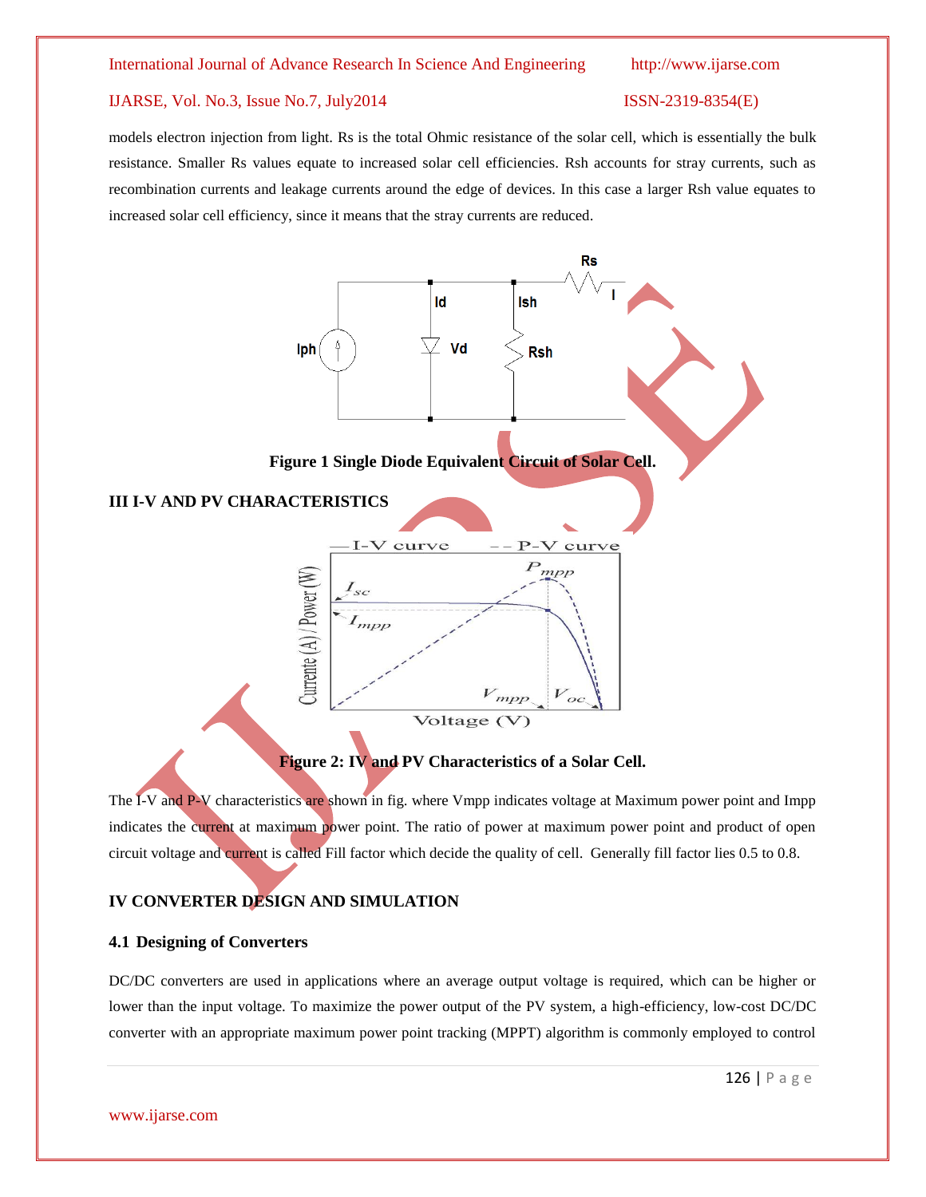models electron injection from light. Rs is the total Ohmic resistance of the solar cell, which is essentially the bulk resistance. Smaller Rs values equate to increased solar cell efficiencies. Rsh accounts for stray currents, such as recombination currents and leakage currents around the edge of devices. In this case a larger Rsh value equates to increased solar cell efficiency, since it means that the stray currents are reduced.

**Figure 1 Single Diode Equivalent Circuit of Solar Cell.**

## III I-V AND PV CHARACTERISTICS

**Figure 2: IV and PV Characteristics of a Solar Cell.**

The I-V and P-V characteristics are shown in fig. where Vmpp indicates voltage at Maximum power point and Impp indicates the current at maximum power point. The ratio of power at maximum power point and product of open circuit voltage and current is called Fill factor which decide the quality of cell. Generally fill factor lies 0.5 to 0.8.

## IV CONVERTER DESIGN AND SIMULATION

### 4.1 Designing of Converters

DC/DC converters are used in applications where an average output voltage is required, which can be higher or lower than the input voltage. To maximize the power output of the PV system, a high-efficiency, low-cost DC/DC converter with an appropriate maximum power point tracking (MPPT) algorithm is commonly employed to control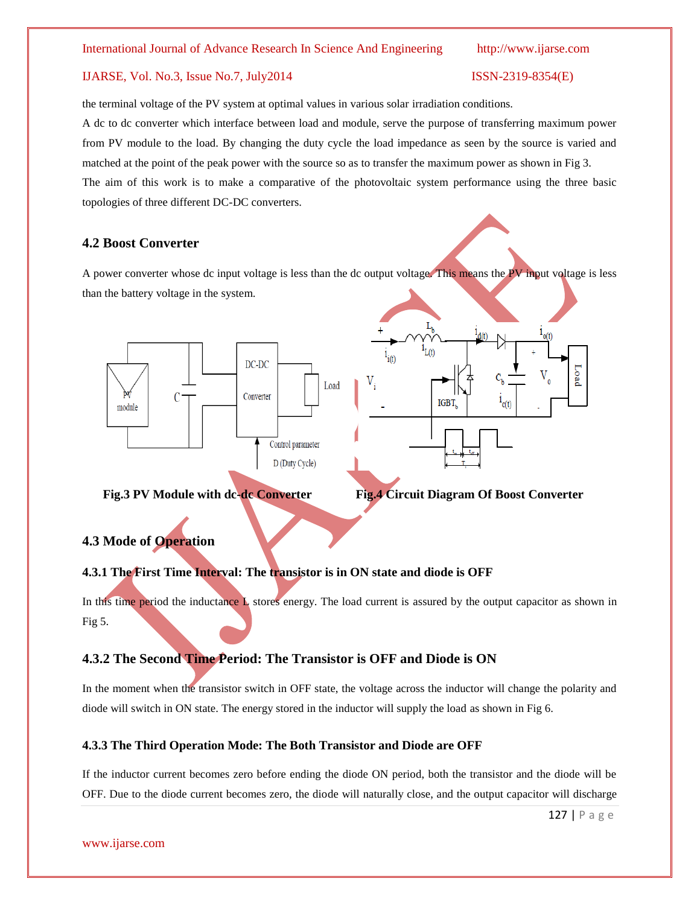the terminal voltage of the PV system at optimal values in various solar irradiation conditions.

A dc to dc converter which interface between load and module, serve the purpose of transferring maximum power from PV module to the load. By changing the duty cycle the load impedance as seen by the source is varied and matched at the point of the peak power with the source so as to transfer the maximum power as shown in Fig 3.

The aim of this work is to make a comparative of the photovoltaic system performance using the three basic topologies of three different DC-DC converters.

### 4.2 Boost Converter

A power converter whose dc input voltage is less than the dc output voltage. This means the PV input voltage is less than the battery voltage in the system.

**Fig.3 PV Module with dc-dc Converter** **Fig.4 Circuit Diagram Of Boost Converter**

### 4.3 Mode of Operation

#### 4.3.1 The First Time Interval: The transistor is in ON state and diode is OFF

In this time period the inductance L stores energy. The load current is assured by the output capacitor as shown in Fig 5.

#### 4.3.2 The Second Time Period: The Transistor is OFF and Diode is ON

In the moment when the transistor switch in OFF state, the voltage across the inductor will change the polarity and diode will switch in ON state. The energy stored in the inductor will supply the load as shown in Fig 6.

#### 4.3.3 The Third Operation Mode: The Both Transistor and Diode are OFF

If the inductor current becomes zero before ending the diode ON period, both the transistor and the diode will be OFF. Due to the diode current becomes zero, the diode will naturally close, and the output capacitor will discharge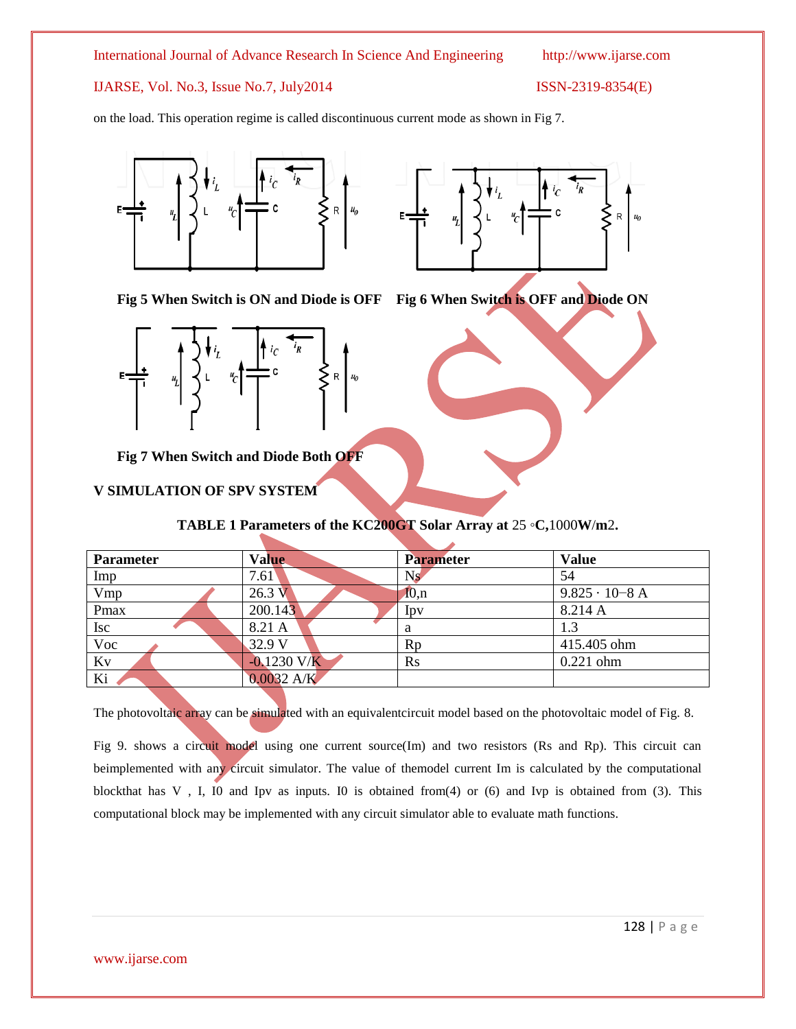on the load. This operation regime is called discontinuous current mode as shown in Fig 7.

**Fig 5 When Switch is ON and Diode is OFF**  **Fig 6 When Switch is OFF and Diode ON**

**Fig 7 When Switch and Diode Both OFF**

## V SIMULATION OF SPV SYSTEM

**TABLE 1 Parameters of the KC200GT Solar Array at 25 ◦C,1000W/m2.**

| Parameter | Value | Parameter | Value |
|---|---|---|---|
| Imp | 7.61 | Ns | 54 |
| Vmp | 26.3 V | I0,n | 9.825 · 10−8 A |
| Pmax | 200.143 | Ipv | 8.214 A |
| Isc | 8.21 A | a | 1.3 |
| Voc | 32.9 V | Rp | 415.405 ohm |
| Kv | -0.1230 V/K | Rs | 0.221 ohm |
| Ki | 0.0032 A/K | | |

The photovoltaic array can be simulated with an equivalentcircuit model based on the photovoltaic model of Fig. 8.

Fig 9. shows a circuit model using one current source(Im) and two resistors (Rs and Rp). This circuit can beimplemented with any circuit simulator. The value of themodel current Im is calculated by the computational blockthat has V , I, I0 and Ipv as inputs. I0 is obtained from(4) or (6) and Ivp is obtained from (3). This computational block may be implemented with any circuit simulator able to evaluate math functions.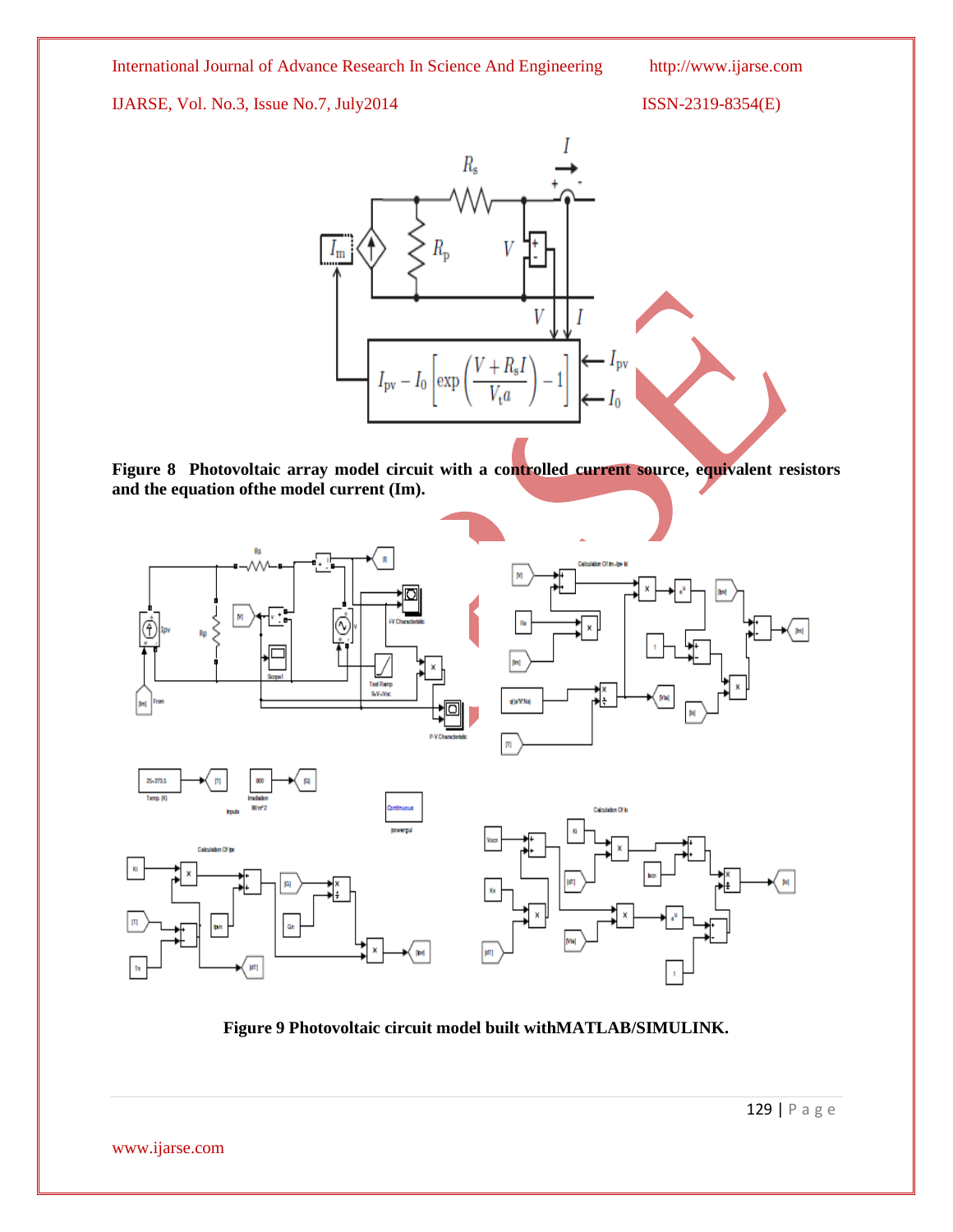**Figure 8 Photovoltaic array model circuit with a controlled current source, equivalent resistors and the equation ofthe model current (Im).**

**Figure 9 Photovoltaic circuit model built withMATLAB/SIMULINK.**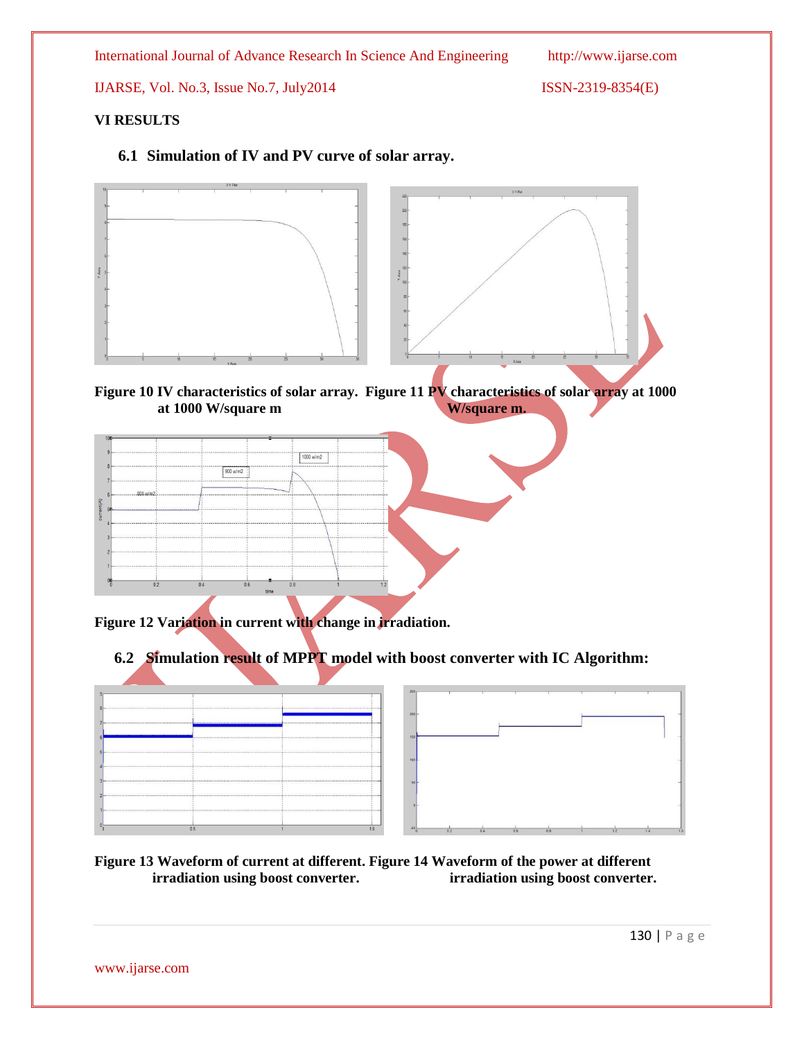## VI RESULTS

### 6.1 Simulation of IV and PV curve of solar array.

Figure 10 IV characteristics of solar array at 1000 W/square m

Figure 11 PV characteristics of solar array at 1000 W/square m.

Figure 12 Variation in current with change in irradiation.

### 6.2 Simulation result of MPPT model with boost converter with IC Algorithm:

Figure 13 Waveform of current at different irradiation using boost converter.

Figure 14 Waveform of the power at different irradiation using boost converter.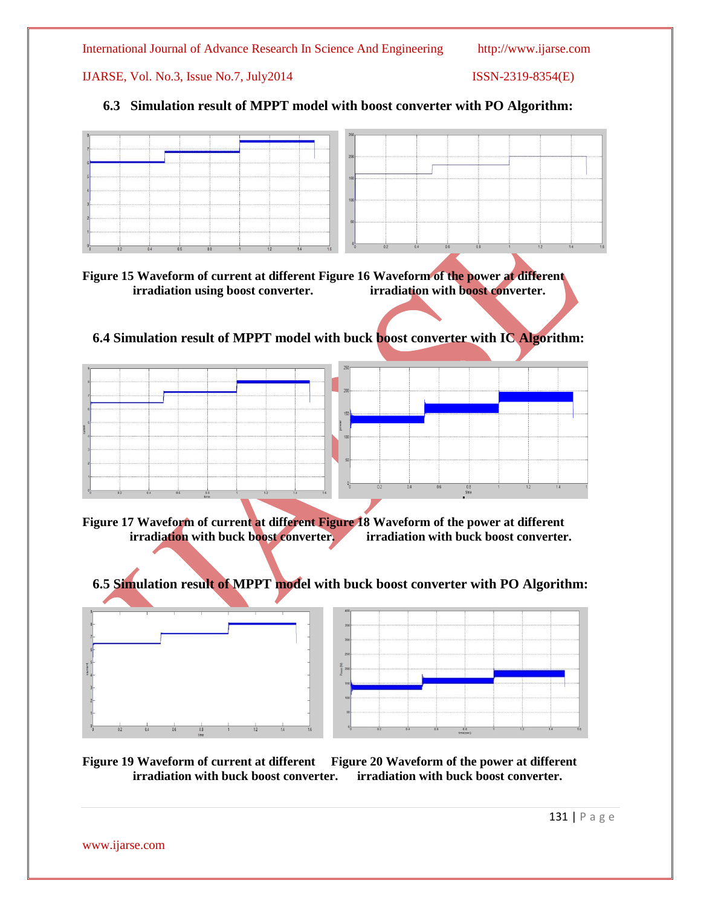### 6.3 Simulation result of MPPT model with boost converter with PO Algorithm:

**Figure 15 Waveform of current at different irradiation using boost converter.**

**Figure 16 Waveform of the power at different irradiation with boost converter.**

### 6.4 Simulation result of MPPT model with buck boost converter with IC Algorithm:

**Figure 17 Waveform of current at different irradiation with buck boost converter.**

**Figure 18 Waveform of the power at different irradiation with buck boost converter.**

### 6.5 Simulation result of MPPT model with buck boost converter with PO Algorithm:

**Figure 19 Waveform of current at different irradiation with buck boost converter.**

**Figure 20 Waveform of the power at different irradiation with buck boost converter.**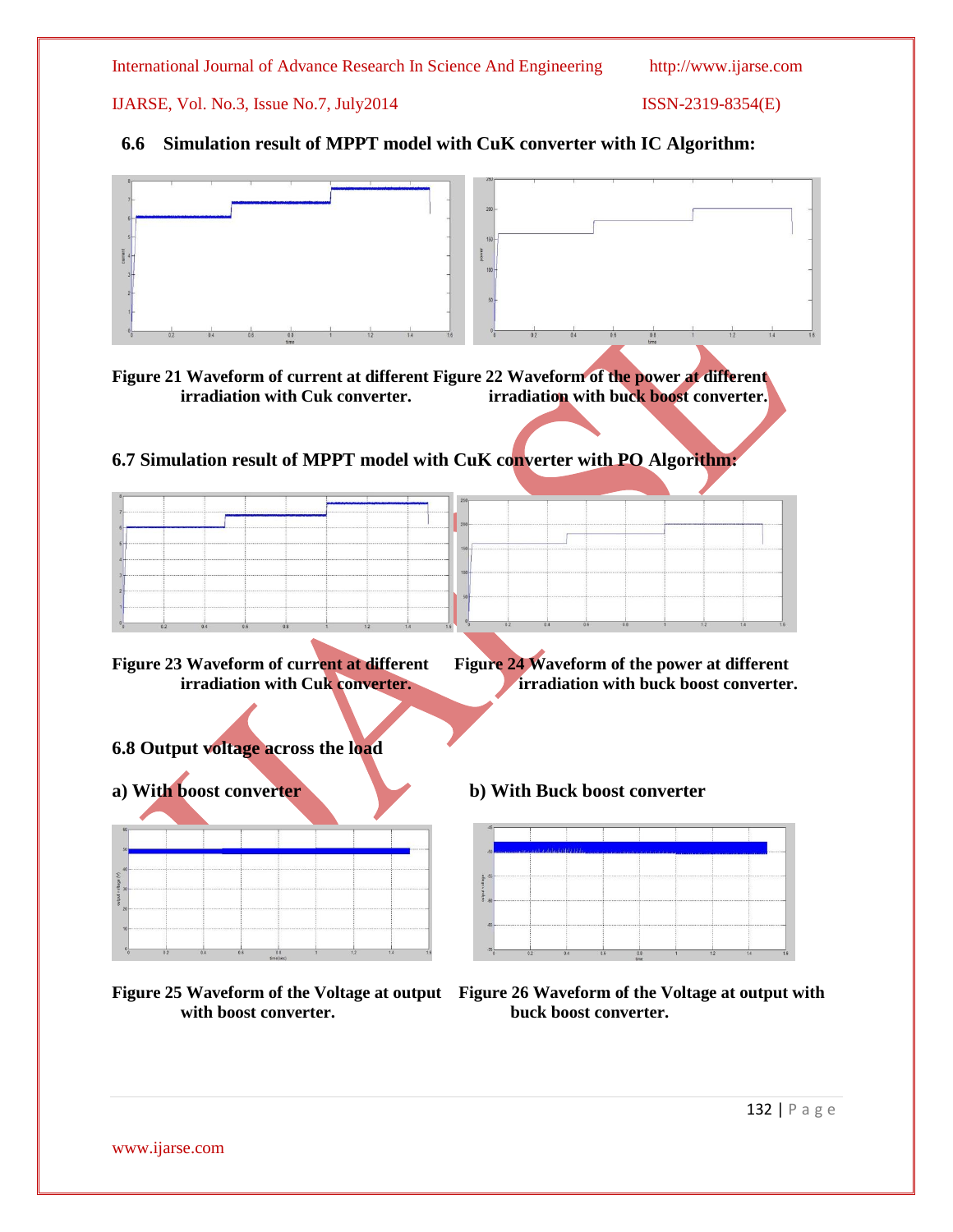### 6.6 Simulation result of MPPT model with CuK converter with IC Algorithm:

Figure 21 Waveform of current at different irradiation with Cuk converter.

Figure 22 Waveform of the power at different irradiation with buck boost converter.

### 6.7 Simulation result of MPPT model with CuK converter with PO Algorithm:

Figure 23 Waveform of current at different irradiation with Cuk converter.

Figure 24 Waveform of the power at different irradiation with buck boost converter.

### 6.8 Output voltage across the load

**a) With boost converter**

**b) With Buck boost converter**

Figure 25 Waveform of the Voltage at output with boost converter.

Figure 26 Waveform of the Voltage at output with buck boost converter.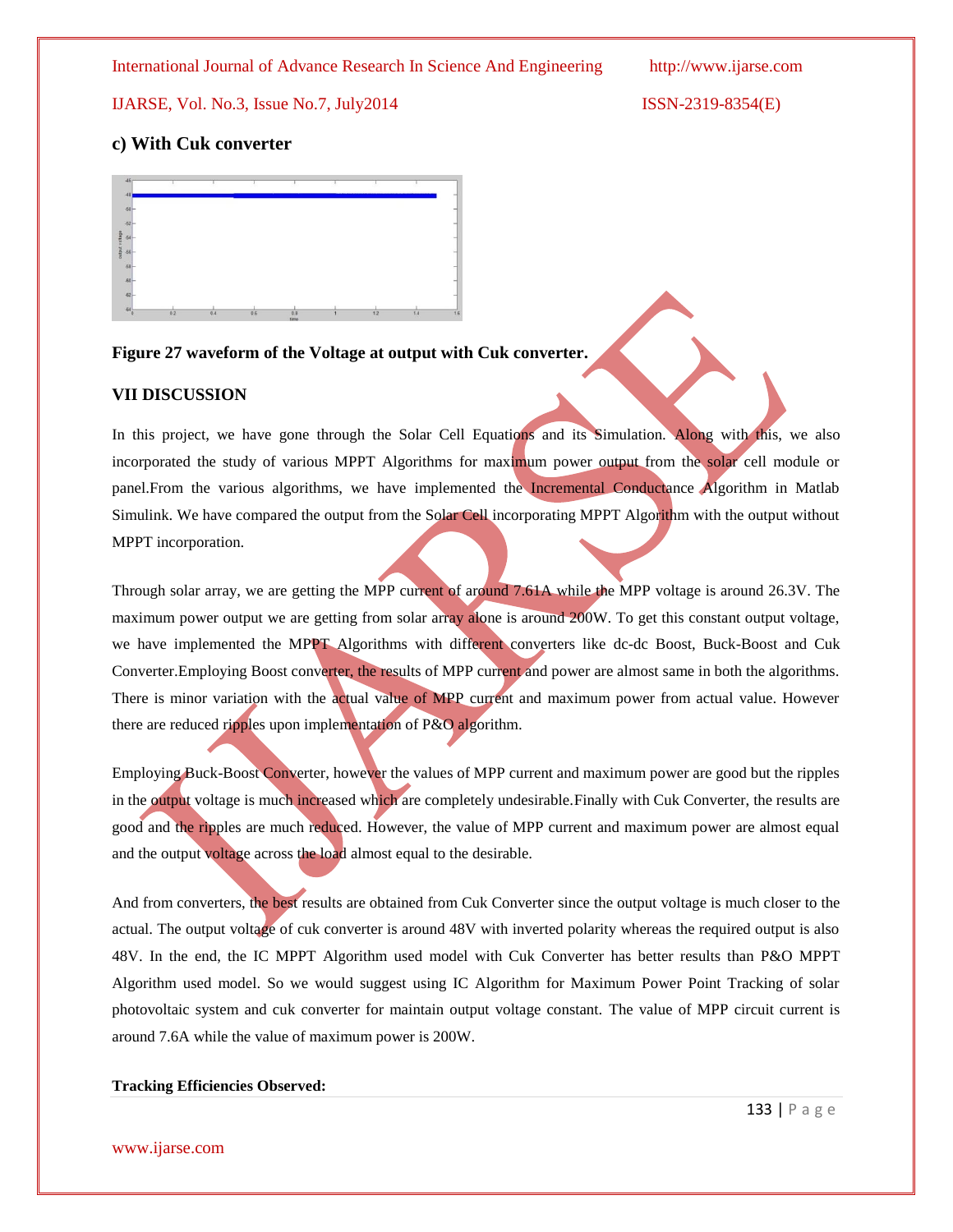### c) With Cuk converter

**Figure 27 waveform of the Voltage at output with Cuk converter.**

## VII DISCUSSION

In this project, we have gone through the Solar Cell Equations and its Simulation. Along with this, we also incorporated the study of various MPPT Algorithms for maximum power output from the solar cell module or panel.From the various algorithms, we have implemented the Incremental Conductance Algorithm in Matlab Simulink. We have compared the output from the Solar Cell incorporating MPPT Algorithm with the output without MPPT incorporation.

Through solar array, we are getting the MPP current of around 7.61A while the MPP voltage is around 26.3V. The maximum power output we are getting from solar array alone is around 200W. To get this constant output voltage, we have implemented the MPPT Algorithms with different converters like dc-dc Boost, Buck-Boost and Cuk Converter.Employing Boost converter, the results of MPP current and power are almost same in both the algorithms. There is minor variation with the actual value of MPP current and maximum power from actual value. However there are reduced ripples upon implementation of P&O algorithm.

Employing Buck-Boost Converter, however the values of MPP current and maximum power are good but the ripples in the output voltage is much increased which are completely undesirable.Finally with Cuk Converter, the results are good and the ripples are much reduced. However, the value of MPP current and maximum power are almost equal and the output voltage across the load almost equal to the desirable.

And from converters, the best results are obtained from Cuk Converter since the output voltage is much closer to the actual. The output voltage of cuk converter is around 48V with inverted polarity whereas the required output is also 48V. In the end, the IC MPPT Algorithm used model with Cuk Converter has better results than P&O MPPT Algorithm used model. So we would suggest using IC Algorithm for Maximum Power Point Tracking of solar photovoltaic system and cuk converter for maintain output voltage constant. The value of MPP circuit current is around 7.6A while the value of maximum power is 200W.

**Tracking Efficiencies Observed:**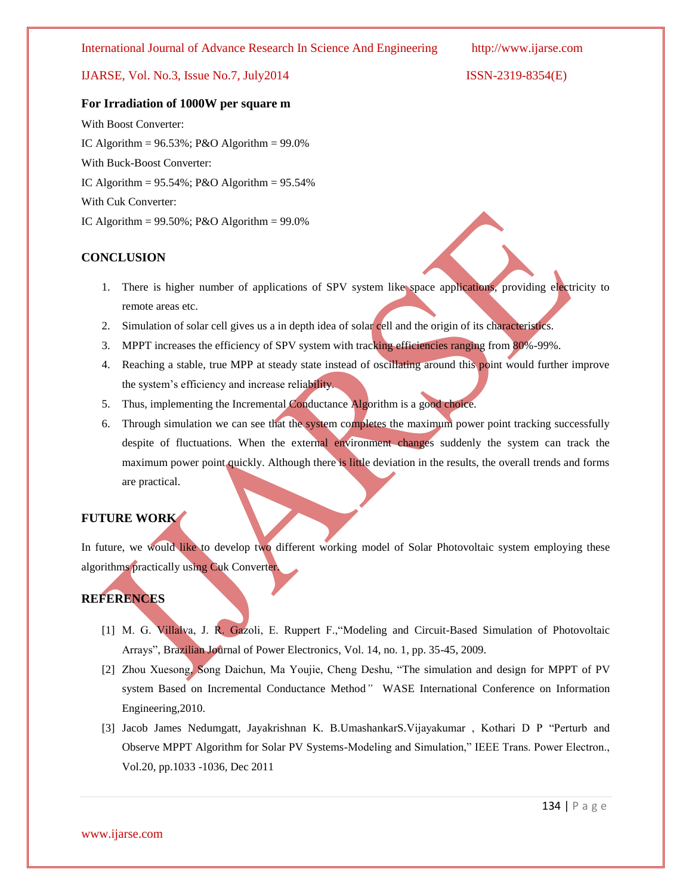**For Irradiation of 1000W per square m**

With Boost Converter:

IC Algorithm = 96.53%; P&O Algorithm = 99.0%

With Buck-Boost Converter:

IC Algorithm = 95.54%; P&O Algorithm = 95.54%

With Cuk Converter:

IC Algorithm = 99.50%; P&O Algorithm = 99.0%

## CONCLUSION

1. There is higher number of applications of SPV system like space applications, providing electricity to remote areas etc.
2. Simulation of solar cell gives us a in depth idea of solar cell and the origin of its characteristics.
3. MPPT increases the efficiency of SPV system with tracking efficiencies ranging from 80%-99%.
4. Reaching a stable, true MPP at steady state instead of oscillating around this point would further improve the system's efficiency and increase reliability.
5. Thus, implementing the Incremental Conductance Algorithm is a good choice.
6. Through simulation we can see that the system completes the maximum power point tracking successfully despite of fluctuations. When the external environment changes suddenly the system can track the maximum power point quickly. Although there is little deviation in the results, the overall trends and forms are practical.

## FUTURE WORK

In future, we would like to develop two different working model of Solar Photovoltaic system employing these algorithms practically using Cuk Converter.

## REFERENCES

[1] M. G. Villalva, J. R. Gazoli, E. Ruppert F.,"Modeling and Circuit-Based Simulation of Photovoltaic Arrays", Brazilian Journal of Power Electronics, Vol. 14, no. 1, pp. 35-45, 2009.

[2] Zhou Xuesong, Song Daichun, Ma Youjie, Cheng Deshu, "The simulation and design for MPPT of PV system Based on Incremental Conductance Method" WASE International Conference on Information Engineering,2010.

[3] Jacob James Nedumgatt, Jayakrishnan K. B.UmashankarS.Vijayakumar , Kothari D P "Perturb and Observe MPPT Algorithm for Solar PV Systems-Modeling and Simulation," IEEE Trans. Power Electron., Vol.20, pp.1033 -1036, Dec 2011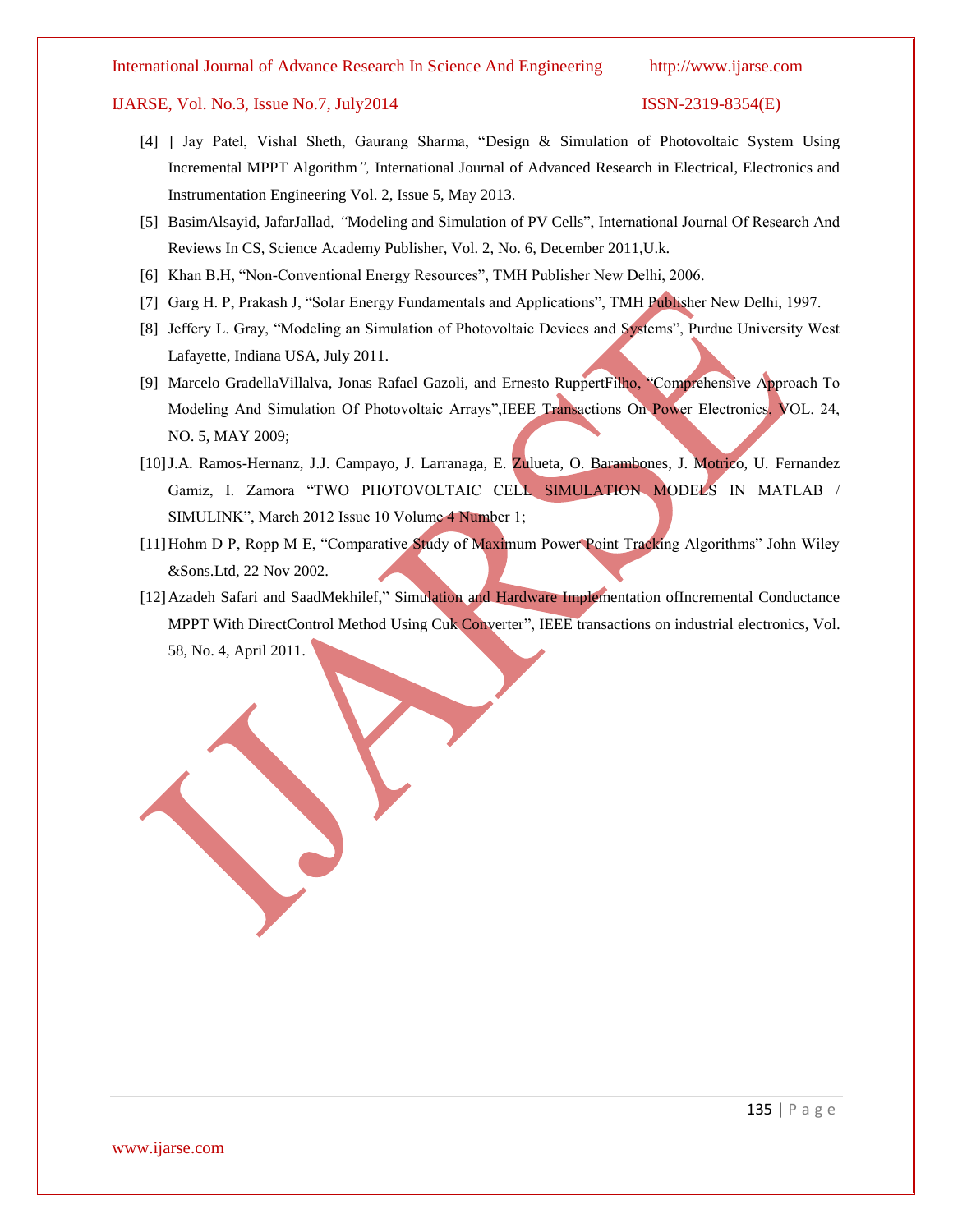[4] ] Jay Patel, Vishal Sheth, Gaurang Sharma, "Design & Simulation of Photovoltaic System Using Incremental MPPT Algorithm*",* International Journal of Advanced Research in Electrical, Electronics and Instrumentation Engineering Vol. 2, Issue 5, May 2013.

[5] BasimAlsayid, JafarJallad*, "*Modeling and Simulation of PV Cells", International Journal Of Research And Reviews In CS, Science Academy Publisher, Vol. 2, No. 6, December 2011,U.k.

[6] Khan B.H, "Non-Conventional Energy Resources", TMH Publisher New Delhi, 2006.

[7] Garg H. P, Prakash J, "Solar Energy Fundamentals and Applications", TMH Publisher New Delhi, 1997.

[8] Jeffery L. Gray, "Modeling an Simulation of Photovoltaic Devices and Systems", Purdue University West Lafayette, Indiana USA, July 2011.

[9] Marcelo GradellaVillalva, Jonas Rafael Gazoli, and Ernesto RuppertFilho, "Comprehensive Approach To Modeling And Simulation Of Photovoltaic Arrays",IEEE Transactions On Power Electronics, VOL. 24, NO. 5, MAY 2009;

[10] J.A. Ramos-Hernanz, J.J. Campayo, J. Larranaga, E. Zulueta, O. Barambones, J. Motrico, U. Fernandez Gamiz, I. Zamora "TWO PHOTOVOLTAIC CELL SIMULATION MODELS IN MATLAB / SIMULINK", March 2012 Issue 10 Volume 4 Number 1;

[11] Hohm D P, Ropp M E, "Comparative Study of Maximum Power Point Tracking Algorithms" John Wiley &Sons.Ltd, 22 Nov 2002.

[12] Azadeh Safari and SaadMekhilef," Simulation and Hardware Implementation ofIncremental Conductance MPPT With DirectControl Method Using Cuk Converter", IEEE transactions on industrial electronics, Vol. 58, No. 4, April 2011.